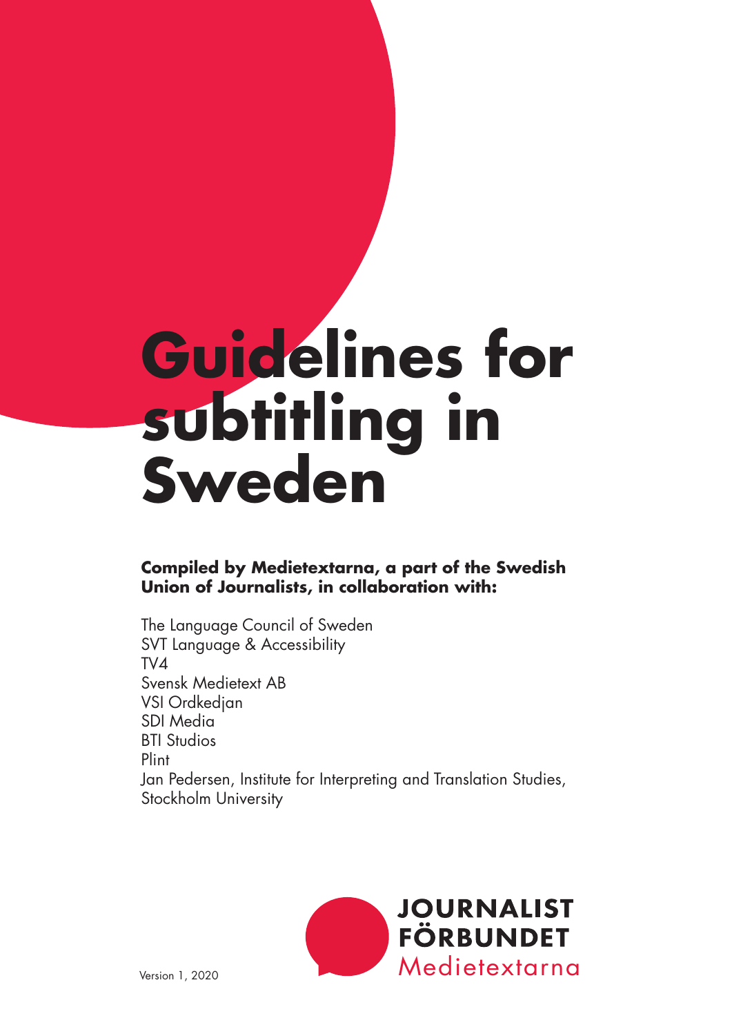# Guidelines for subtitling in Sweden

**Compiled by Medietextarna, a part of the Swedish Union of Journalists, in collaboration with:**

The Language Council of Sweden
SVT Language & Accessibility
TV4
Svensk Medietext AB
VSI Ordkedjan
SDI Media
BTI Studios
Plint
Jan Pedersen, Institute for Interpreting and Translation Studies, Stockholm University

JOURNALIST FÖRBUNDET
Medietextarna

Version 1, 2020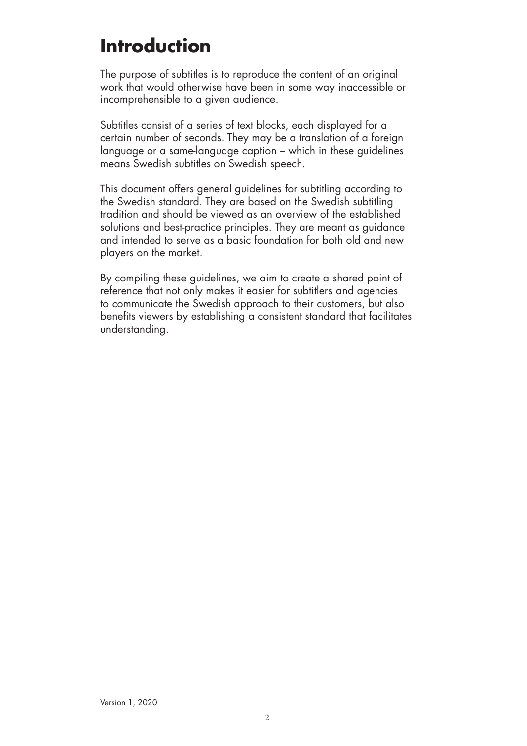# Introduction

The purpose of subtitles is to reproduce the content of an original work that would otherwise have been in some way inaccessible or incomprehensible to a given audience.

Subtitles consist of a series of text blocks, each displayed for a certain number of seconds. They may be a translation of a foreign language or a same-language caption – which in these guidelines means Swedish subtitles on Swedish speech.

This document offers general guidelines for subtitling according to the Swedish standard. They are based on the Swedish subtitling tradition and should be viewed as an overview of the established solutions and best-practice principles. They are meant as guidance and intended to serve as a basic foundation for both old and new players on the market.

By compiling these guidelines, we aim to create a shared point of reference that not only makes it easier for subtitlers and agencies to communicate the Swedish approach to their customers, but also benefits viewers by establishing a consistent standard that facilitates understanding.

Version 1, 2020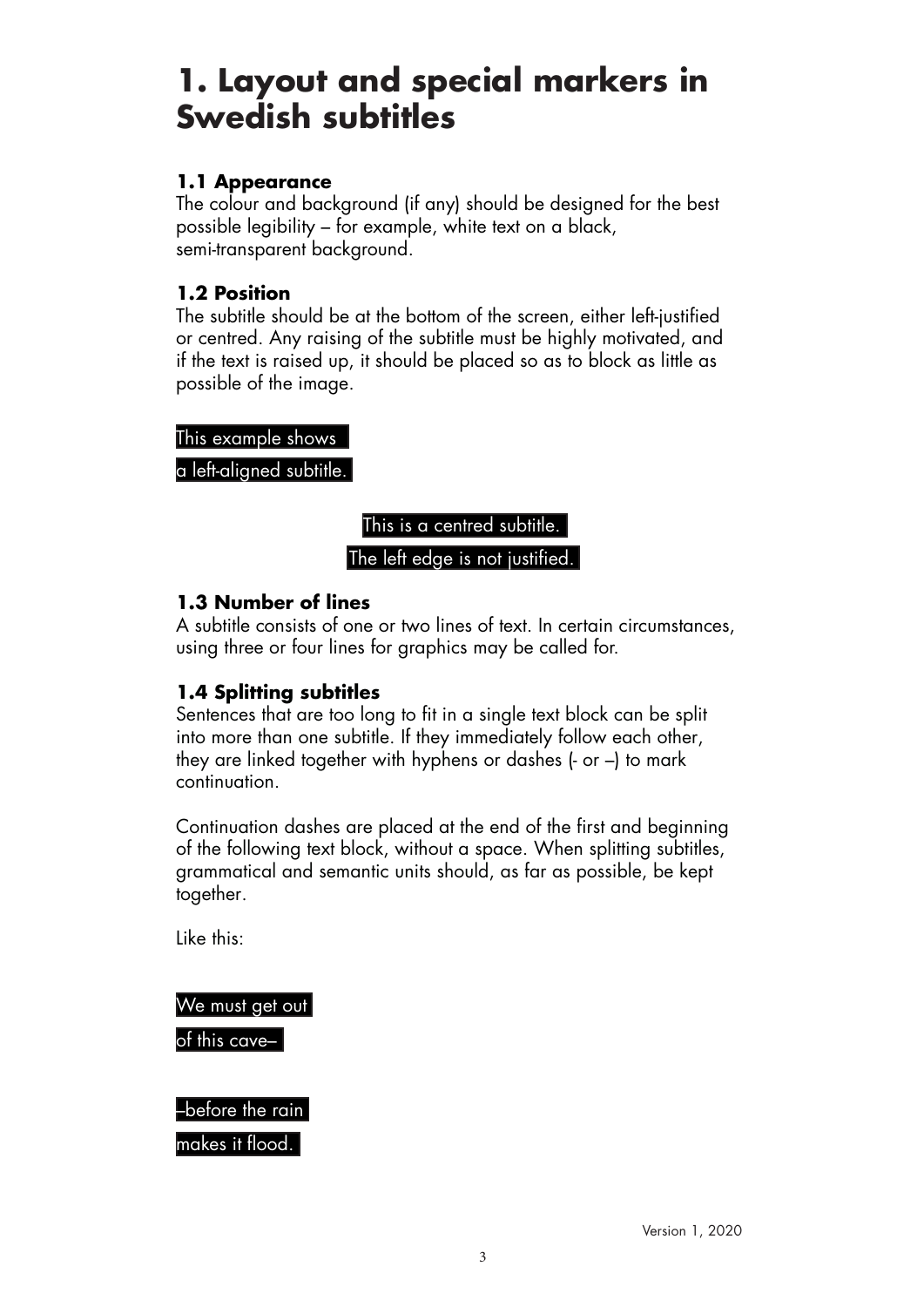# 1. Layout and special markers in Swedish subtitles

### 1.1 Appearance

The colour and background (if any) should be designed for the best possible legibility – for example, white text on a black, semi-transparent background.

### 1.2 Position

The subtitle should be at the bottom of the screen, either left-justified or centred. Any raising of the subtitle must be highly motivated, and if the text is raised up, it should be placed so as to block as little as possible of the image.

This example shows  
a left-aligned subtitle.

This is a centred subtitle.  
The left edge is not justified.

### 1.3 Number of lines

A subtitle consists of one or two lines of text. In certain circumstances, using three or four lines for graphics may be called for.

### 1.4 Splitting subtitles

Sentences that are too long to fit in a single text block can be split into more than one subtitle. If they immediately follow each other, they are linked together with hyphens or dashes (- or –) to mark continuation.

Continuation dashes are placed at the end of the first and beginning of the following text block, without a space. When splitting subtitles, grammatical and semantic units should, as far as possible, be kept together.

Like this:

We must get out  
of this cave–

–before the rain  
makes it flood.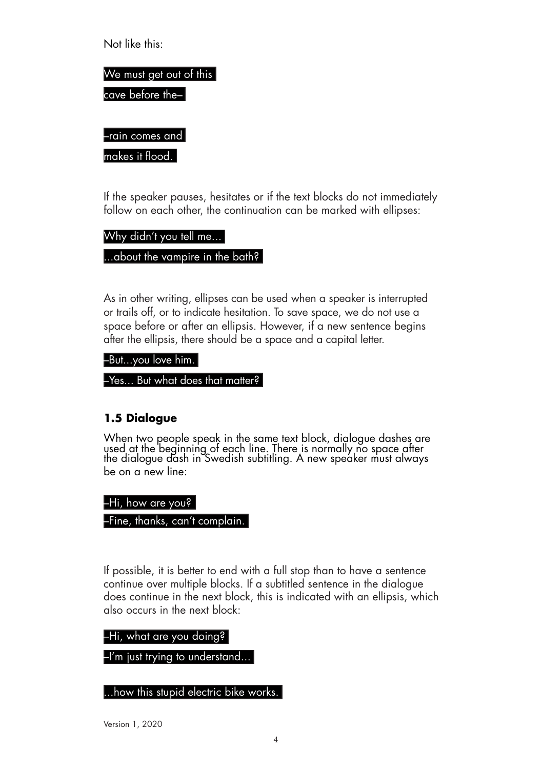Not like this:

We must get out of this
cave before the–

–rain comes and
makes it flood.

If the speaker pauses, hesitates or if the text blocks do not immediately follow on each other, the continuation can be marked with ellipses:

Why didn't you tell me…
…about the vampire in the bath?

As in other writing, ellipses can be used when a speaker is interrupted or trails off, or to indicate hesitation. To save space, we do not use a space before or after an ellipsis. However, if a new sentence begins after the ellipsis, there should be a space and a capital letter.

–But…you love him.
–Yes… But what does that matter?

### 1.5 Dialogue

When two people speak in the same text block, dialogue dashes are used at the beginning of each line. There is normally no space after the dialogue dash in Swedish subtitling. A new speaker must always be on a new line:

–Hi, how are you?
–Fine, thanks, can't complain.

If possible, it is better to end with a full stop than to have a sentence continue over multiple blocks. If a subtitled sentence in the dialogue does continue in the next block, this is indicated with an ellipsis, which also occurs in the next block:

–Hi, what are you doing?
–I'm just trying to understand…

…how this stupid electric bike works.

Version 1, 2020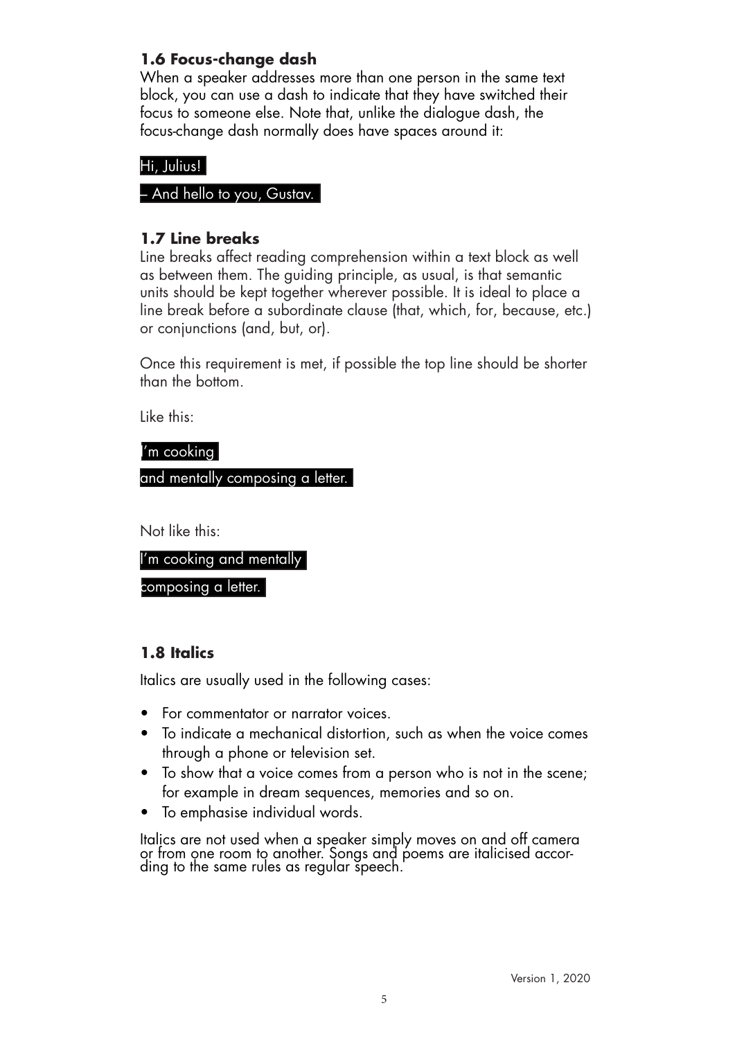### 1.6 Focus-change dash

When a speaker addresses more than one person in the same text block, you can use a dash to indicate that they have switched their focus to someone else. Note that, unlike the dialogue dash, the focus-change dash normally does have spaces around it:

Hi, Julius!

– And hello to you, Gustav.

### 1.7 Line breaks

Line breaks affect reading comprehension within a text block as well as between them. The guiding principle, as usual, is that semantic units should be kept together wherever possible. It is ideal to place a line break before a subordinate clause (that, which, for, because, etc.) or conjunctions (and, but, or).

Once this requirement is met, if possible the top line should be shorter than the bottom.

Like this:

I'm cooking

and mentally composing a letter.

Not like this:

I'm cooking and mentally

composing a letter.

### 1.8 Italics

Italics are usually used in the following cases:

- For commentator or narrator voices.
- To indicate a mechanical distortion, such as when the voice comes through a phone or television set.
- To show that a voice comes from a person who is not in the scene; for example in dream sequences, memories and so on.
- To emphasise individual words.

Italics are not used when a speaker simply moves on and off camera or from one room to another. Songs and poems are italicised according to the same rules as regular speech.

Version 1, 2020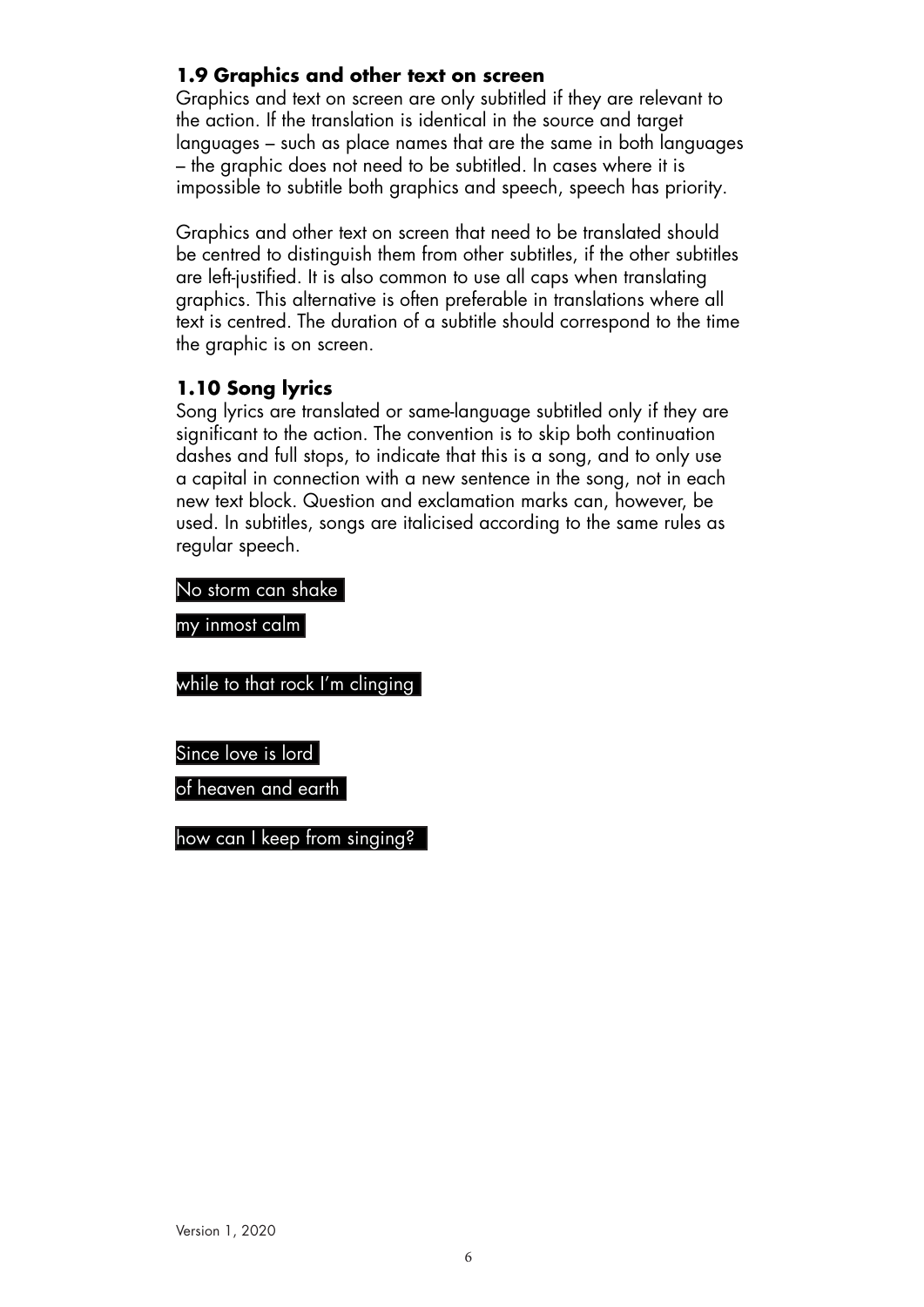## 1.9 Graphics and other text on screen

Graphics and text on screen are only subtitled if they are relevant to the action. If the translation is identical in the source and target languages – such as place names that are the same in both languages – the graphic does not need to be subtitled. In cases where it is impossible to subtitle both graphics and speech, speech has priority.

Graphics and other text on screen that need to be translated should be centred to distinguish them from other subtitles, if the other subtitles are left-justified. It is also common to use all caps when translating graphics. This alternative is often preferable in translations where all text is centred. The duration of a subtitle should correspond to the time the graphic is on screen.

## 1.10 Song lyrics

Song lyrics are translated or same-language subtitled only if they are significant to the action. The convention is to skip both continuation dashes and full stops, to indicate that this is a song, and to only use a capital in connection with a new sentence in the song, not in each new text block. Question and exclamation marks can, however, be used. In subtitles, songs are italicised according to the same rules as regular speech.

No storm can shake
my inmost calm

while to that rock I'm clinging

Since love is lord
of heaven and earth

how can I keep from singing?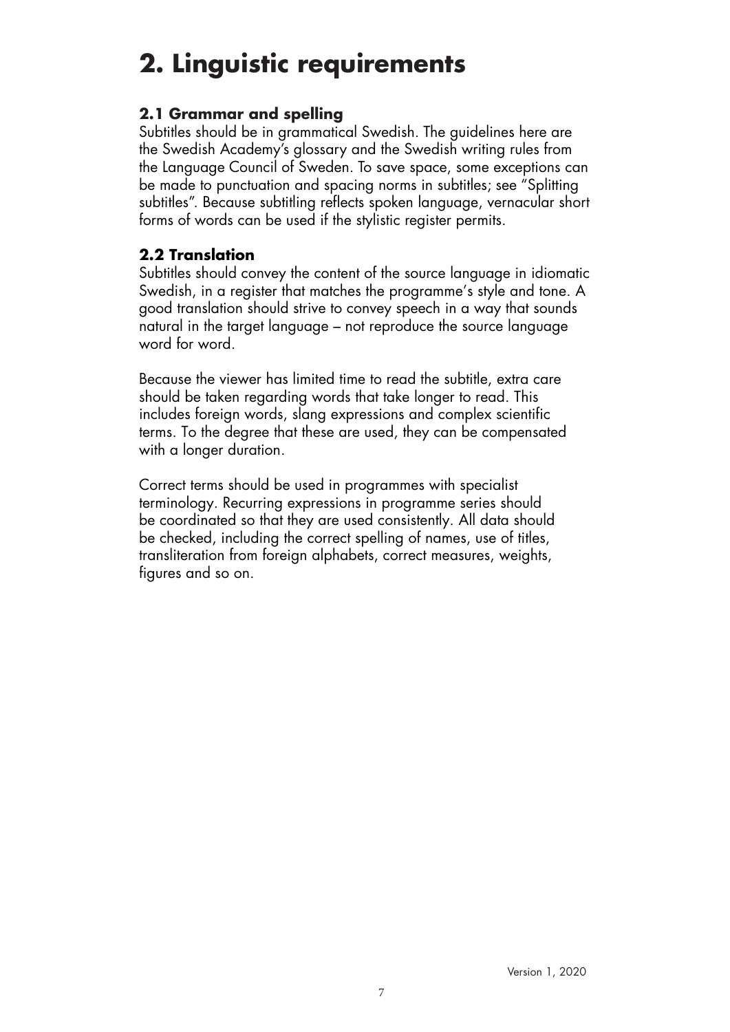# 2. Linguistic requirements

## 2.1 Grammar and spelling

Subtitles should be in grammatical Swedish. The guidelines here are the Swedish Academy's glossary and the Swedish writing rules from the Language Council of Sweden. To save space, some exceptions can be made to punctuation and spacing norms in subtitles; see "Splitting subtitles". Because subtitling reflects spoken language, vernacular short forms of words can be used if the stylistic register permits.

## 2.2 Translation

Subtitles should convey the content of the source language in idiomatic Swedish, in a register that matches the programme's style and tone. A good translation should strive to convey speech in a way that sounds natural in the target language – not reproduce the source language word for word.

Because the viewer has limited time to read the subtitle, extra care should be taken regarding words that take longer to read. This includes foreign words, slang expressions and complex scientific terms. To the degree that these are used, they can be compensated with a longer duration.

Correct terms should be used in programmes with specialist terminology. Recurring expressions in programme series should be coordinated so that they are used consistently. All data should be checked, including the correct spelling of names, use of titles, transliteration from foreign alphabets, correct measures, weights, figures and so on.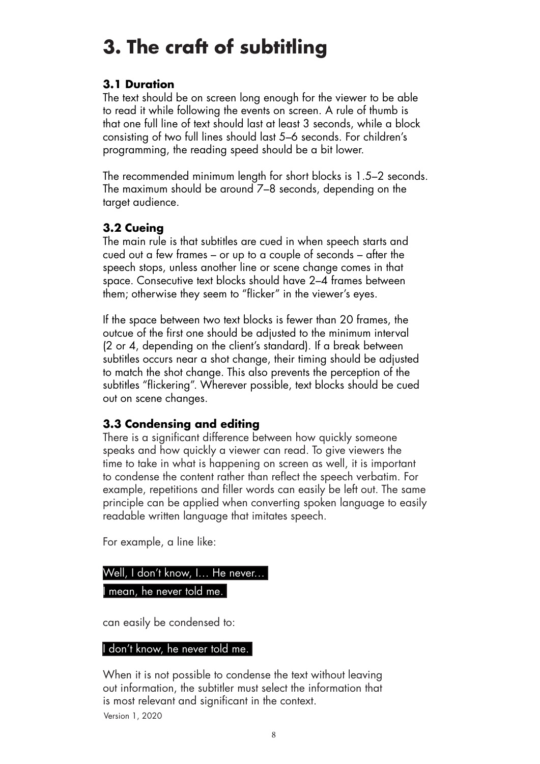# 3. The craft of subtitling

### 3.1 Duration

The text should be on screen long enough for the viewer to be able to read it while following the events on screen. A rule of thumb is that one full line of text should last at least 3 seconds, while a block consisting of two full lines should last 5–6 seconds. For children's programming, the reading speed should be a bit lower.

The recommended minimum length for short blocks is 1.5–2 seconds. The maximum should be around 7–8 seconds, depending on the target audience.

### 3.2 Cueing

The main rule is that subtitles are cued in when speech starts and cued out a few frames – or up to a couple of seconds – after the speech stops, unless another line or scene change comes in that space. Consecutive text blocks should have 2–4 frames between them; otherwise they seem to "flicker" in the viewer's eyes.

If the space between two text blocks is fewer than 20 frames, the outcue of the first one should be adjusted to the minimum interval (2 or 4, depending on the client's standard). If a break between subtitles occurs near a shot change, their timing should be adjusted to match the shot change. This also prevents the perception of the subtitles "flickering". Wherever possible, text blocks should be cued out on scene changes.

### 3.3 Condensing and editing

There is a significant difference between how quickly someone speaks and how quickly a viewer can read. To give viewers the time to take in what is happening on screen as well, it is important to condense the content rather than reflect the speech verbatim. For example, repetitions and filler words can easily be left out. The same principle can be applied when converting spoken language to easily readable written language that imitates speech.

For example, a line like:

```
Well, I don't know, I… He never…
I mean, he never told me.
```

can easily be condensed to:

```
I don't know, he never told me.
```

When it is not possible to condense the text without leaving out information, the subtitler must select the information that is most relevant and significant in the context.

Version 1, 2020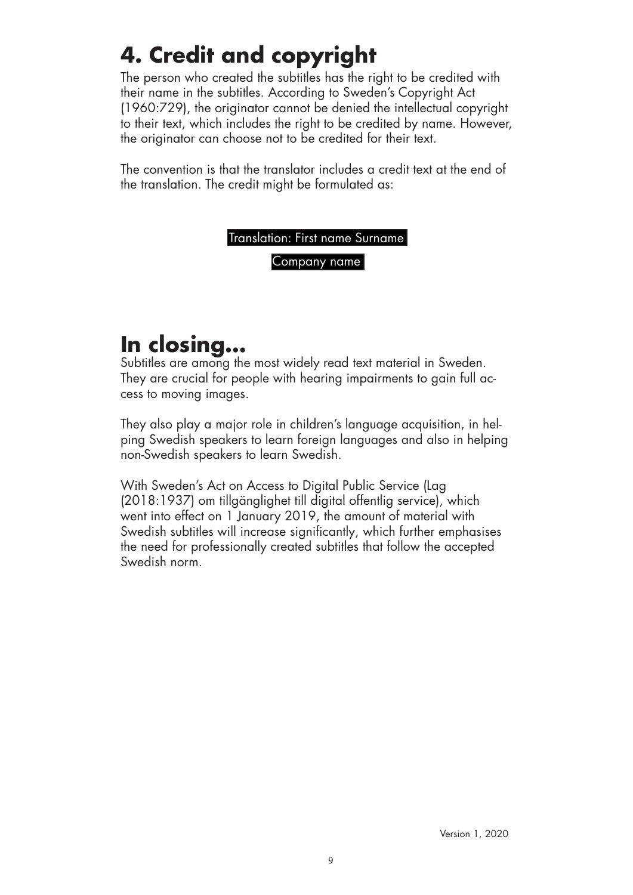# 4. Credit and copyright

The person who created the subtitles has the right to be credited with their name in the subtitles. According to Sweden's Copyright Act (1960:729), the originator cannot be denied the intellectual copyright to their text, which includes the right to be credited by name. However, the originator can choose not to be credited for their text.

The convention is that the translator includes a credit text at the end of the translation. The credit might be formulated as:

Translation: First name Surname

Company name

# In closing...

Subtitles are among the most widely read text material in Sweden. They are crucial for people with hearing impairments to gain full access to moving images.

They also play a major role in children's language acquisition, in helping Swedish speakers to learn foreign languages and also in helping non-Swedish speakers to learn Swedish.

With Sweden's Act on Access to Digital Public Service (Lag (2018:1937) om tillgänglighet till digital offentlig service), which went into effect on 1 January 2019, the amount of material with Swedish subtitles will increase significantly, which further emphasises the need for professionally created subtitles that follow the accepted Swedish norm.

Version 1, 2020